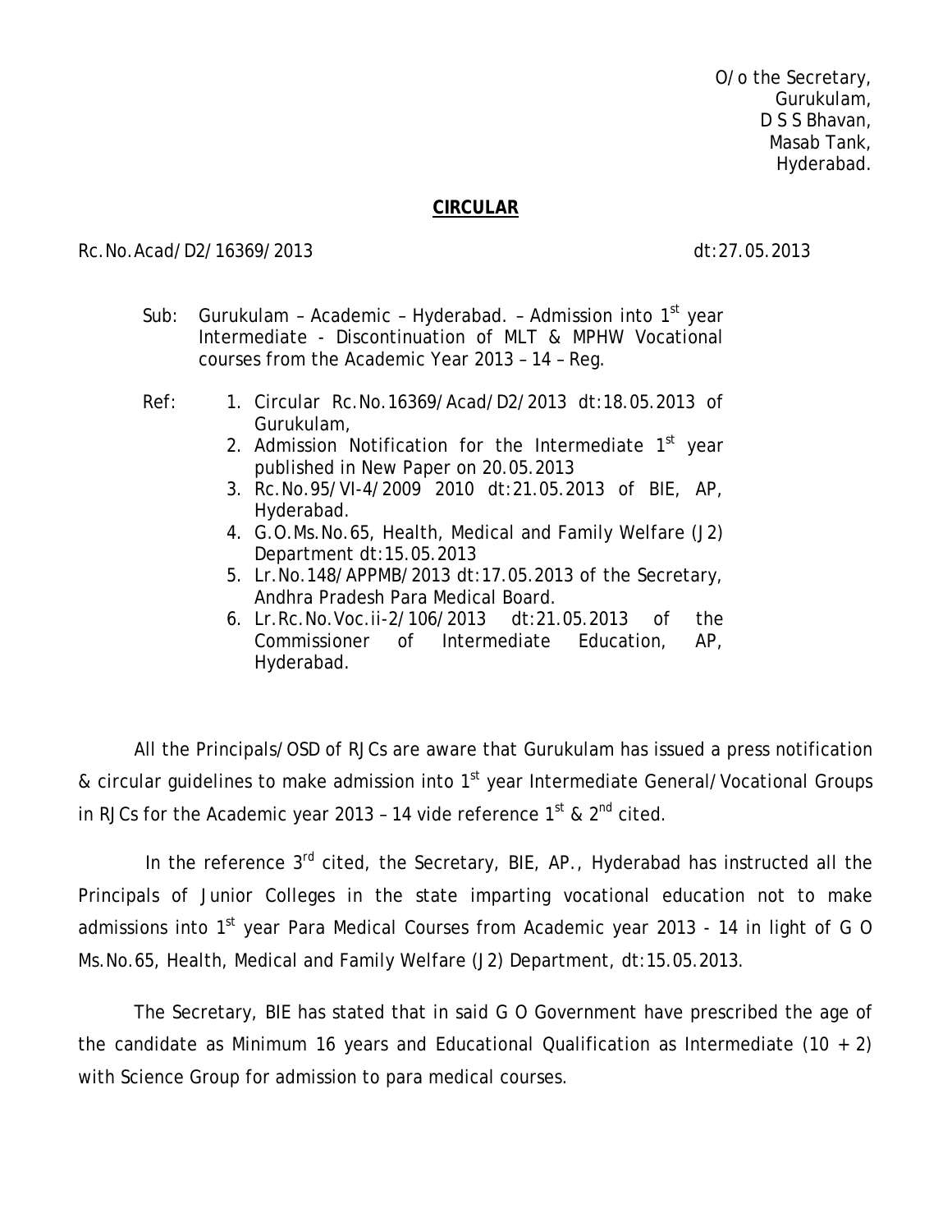O/o the Secretary,
Gurukulam,
D S S Bhavan,
Masab Tank,
Hyderabad.

**CIRCULAR**

Rc.No.Acad/D2/16369/2013 dt:27.05.2013

Sub: Gurukulam – Academic – Hyderabad. – Admission into 1st year Intermediate - Discontinuation of MLT & MPHW Vocational courses from the Academic Year 2013 – 14 – Reg.

Ref:
1. Circular Rc.No.16369/Acad/D2/2013 dt:18.05.2013 of Gurukulam,
2. Admission Notification for the Intermediate 1st year published in New Paper on 20.05.2013
3. Rc.No.95/VI-4/2009 2010 dt:21.05.2013 of BIE, AP, Hyderabad.
4. G.O.Ms.No.65, Health, Medical and Family Welfare (J2) Department dt:15.05.2013
5. Lr.No.148/APPMB/2013 dt:17.05.2013 of the Secretary, Andhra Pradesh Para Medical Board.
6. Lr.Rc.No.Voc.ii-2/106/2013 dt:21.05.2013 of the Commissioner of Intermediate Education, AP, Hyderabad.

All the Principals/OSD of RJCs are aware that Gurukulam has issued a press notification & circular guidelines to make admission into 1st year Intermediate General/Vocational Groups in RJCs for the Academic year 2013 – 14 vide reference 1st & 2nd cited.

In the reference 3rd cited, the Secretary, BIE, AP., Hyderabad has instructed all the Principals of Junior Colleges in the state imparting vocational education not to make admissions into 1st year Para Medical Courses from Academic year 2013 - 14 in light of G O Ms.No.65, Health, Medical and Family Welfare (J2) Department, dt:15.05.2013.

The Secretary, BIE has stated that in said G O Government have prescribed the age of the candidate as Minimum 16 years and Educational Qualification as Intermediate (10 + 2) with Science Group for admission to para medical courses.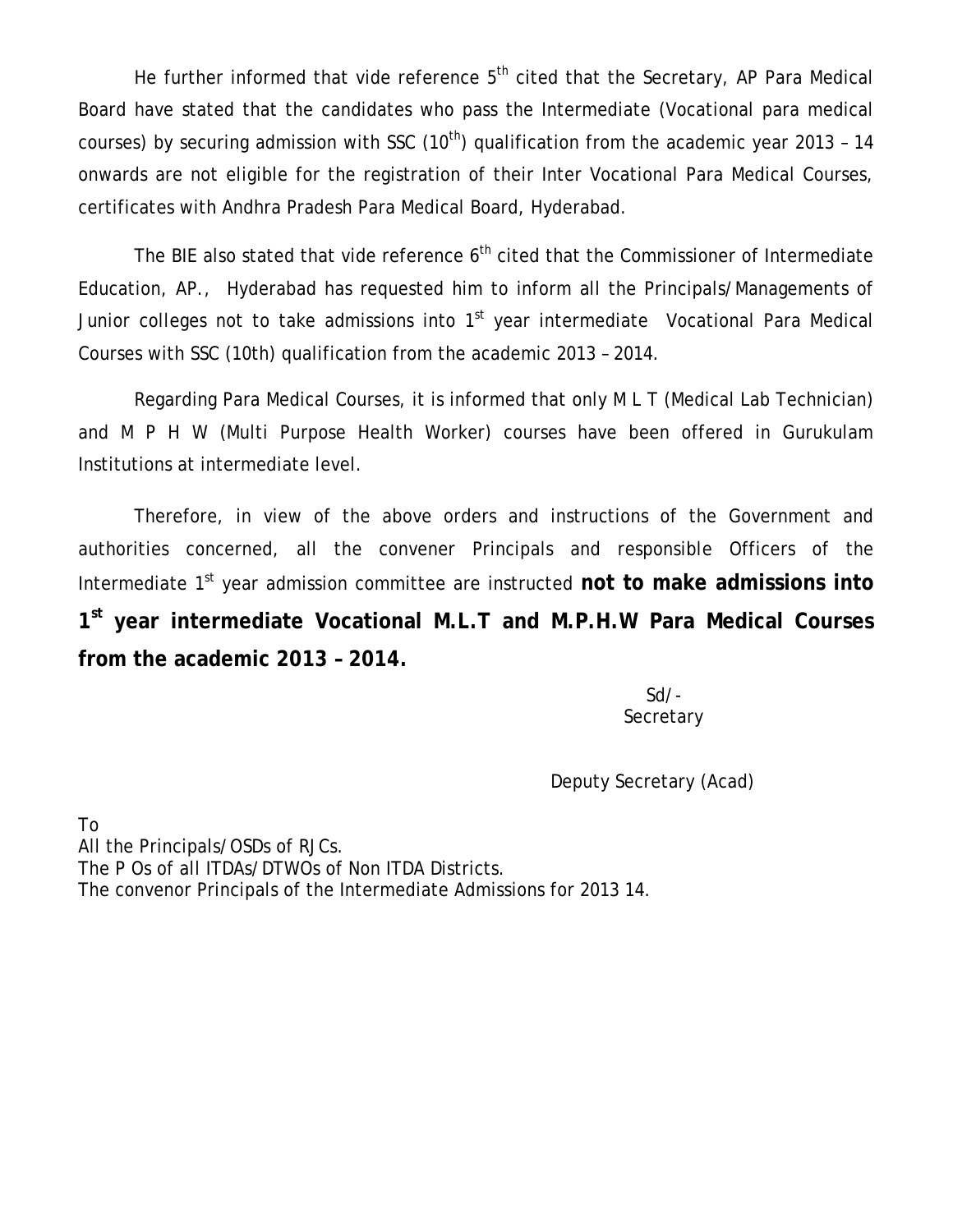He further informed that vide reference 5th cited that the Secretary, AP Para Medical Board have stated that the candidates who pass the Intermediate (Vocational para medical courses) by securing admission with SSC (10th) qualification from the academic year 2013 – 14 onwards are not eligible for the registration of their Inter Vocational Para Medical Courses, certificates with Andhra Pradesh Para Medical Board, Hyderabad.

The BIE also stated that vide reference 6th cited that the Commissioner of Intermediate Education, AP., Hyderabad has requested him to inform all the Principals/Managements of Junior colleges not to take admissions into 1st year intermediate Vocational Para Medical Courses with SSC (10th) qualification from the academic 2013 – 2014.

Regarding Para Medical Courses, it is informed that only M L T (Medical Lab Technician) and M P H W (Multi Purpose Health Worker) courses have been offered in Gurukulam Institutions at intermediate level.

Therefore, in view of the above orders and instructions of the Government and authorities concerned, all the convener Principals and responsible Officers of the Intermediate 1st year admission committee are instructed **not to make admissions into 1st year intermediate Vocational M.L.T and M.P.H.W Para Medical Courses from the academic 2013 – 2014.**

Sd/-
Secretary

Deputy Secretary (Acad)

To
All the Principals/OSDs of RJCs.
The P Os of all ITDAs/DTWOs of Non ITDA Districts.
The convenor Principals of the Intermediate Admissions for 2013 14.